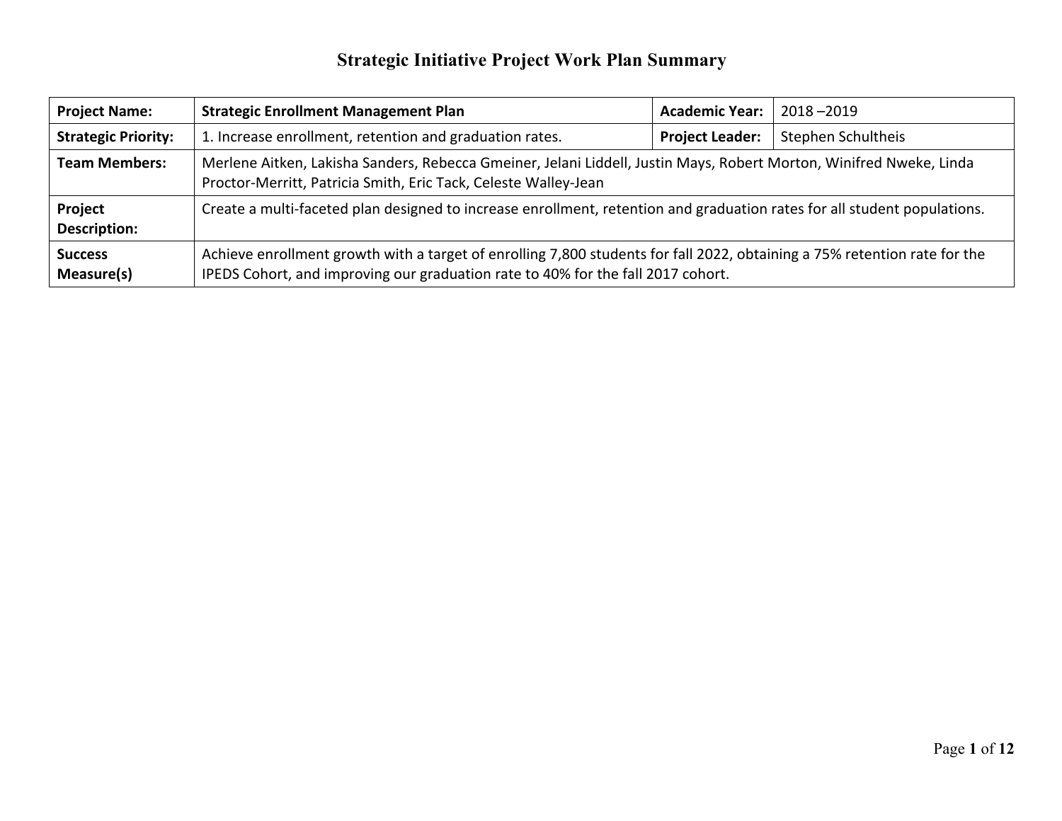# Strategic Initiative Project Work Plan Summary

| **Project Name:** | **Strategic Enrollment Management Plan** | **Academic Year:** | 2018 –2019 |
|---|---|---|---|
| **Strategic Priority:** | 1. Increase enrollment, retention and graduation rates. | **Project Leader:** | Stephen Schultheis |
| **Team Members:** | Merlene Aitken, Lakisha Sanders, Rebecca Gmeiner, Jelani Liddell, Justin Mays, Robert Morton, Winifred Nweke, Linda Proctor-Merritt, Patricia Smith, Eric Tack, Celeste Walley-Jean | | |
| **Project Description:** | Create a multi-faceted plan designed to increase enrollment, retention and graduation rates for all student populations. | | |
| **Success Measure(s)** | Achieve enrollment growth with a target of enrolling 7,800 students for fall 2022, obtaining a 75% retention rate for the IPEDS Cohort, and improving our graduation rate to 40% for the fall 2017 cohort. | | |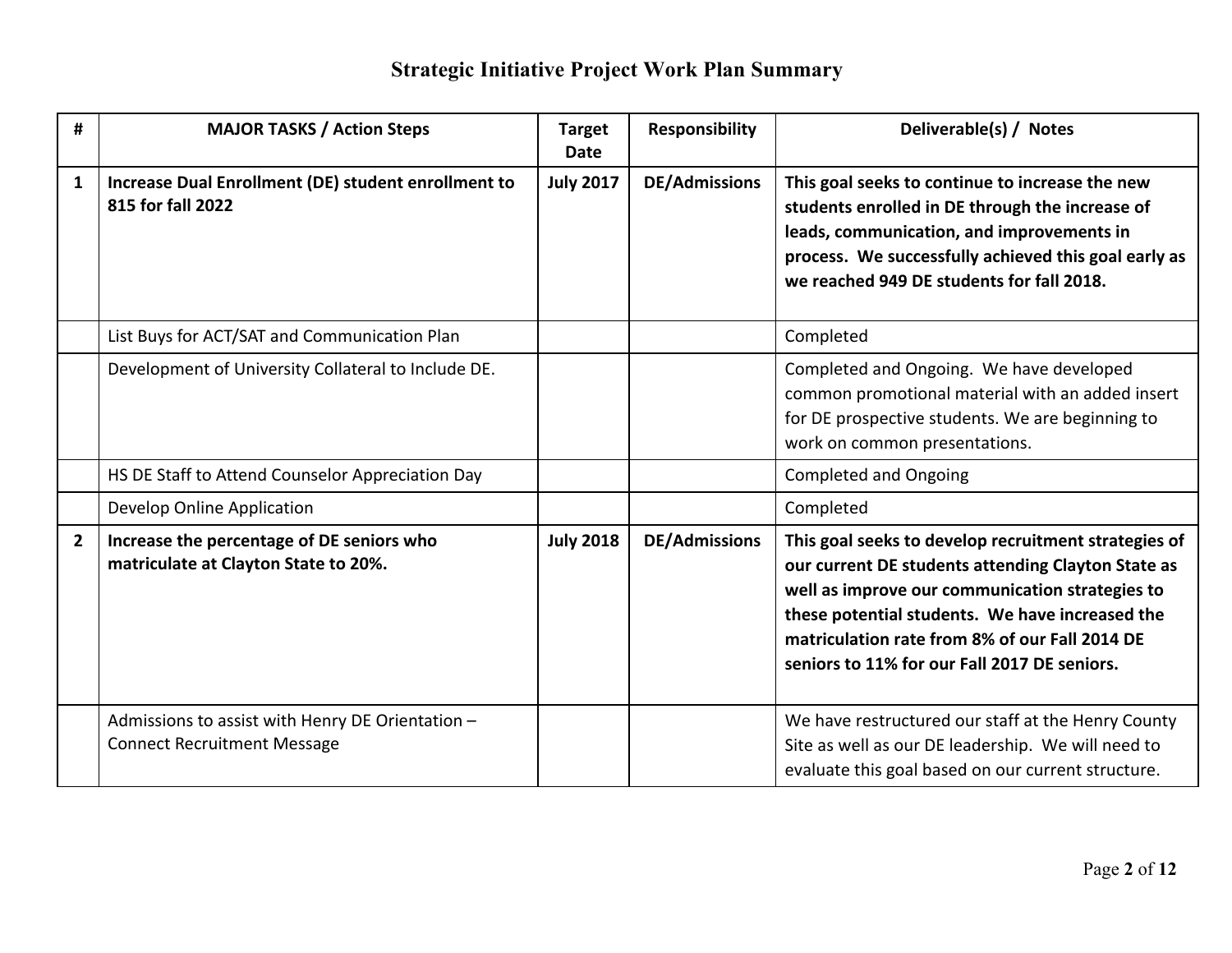# Strategic Initiative Project Work Plan Summary

| # | MAJOR TASKS / Action Steps | Target Date | Responsibility | Deliverable(s) / Notes |
|---|---|---|---|---|
| **1** | **Increase Dual Enrollment (DE) student enrollment to 815 for fall 2022** | **July 2017** | **DE/Admissions** | **This goal seeks to continue to increase the new students enrolled in DE through the increase of leads, communication, and improvements in process. We successfully achieved this goal early as we reached 949 DE students for fall 2018.** |
| | List Buys for ACT/SAT and Communication Plan | | | Completed |
| | Development of University Collateral to Include DE. | | | Completed and Ongoing. We have developed common promotional material with an added insert for DE prospective students. We are beginning to work on common presentations. |
| | HS DE Staff to Attend Counselor Appreciation Day | | | Completed and Ongoing |
| | Develop Online Application | | | Completed |
| **2** | **Increase the percentage of DE seniors who matriculate at Clayton State to 20%.** | **July 2018** | **DE/Admissions** | **This goal seeks to develop recruitment strategies of our current DE students attending Clayton State as well as improve our communication strategies to these potential students. We have increased the matriculation rate from 8% of our Fall 2014 DE seniors to 11% for our Fall 2017 DE seniors.** |
| | Admissions to assist with Henry DE Orientation – Connect Recruitment Message | | | We have restructured our staff at the Henry County Site as well as our DE leadership. We will need to evaluate this goal based on our current structure. |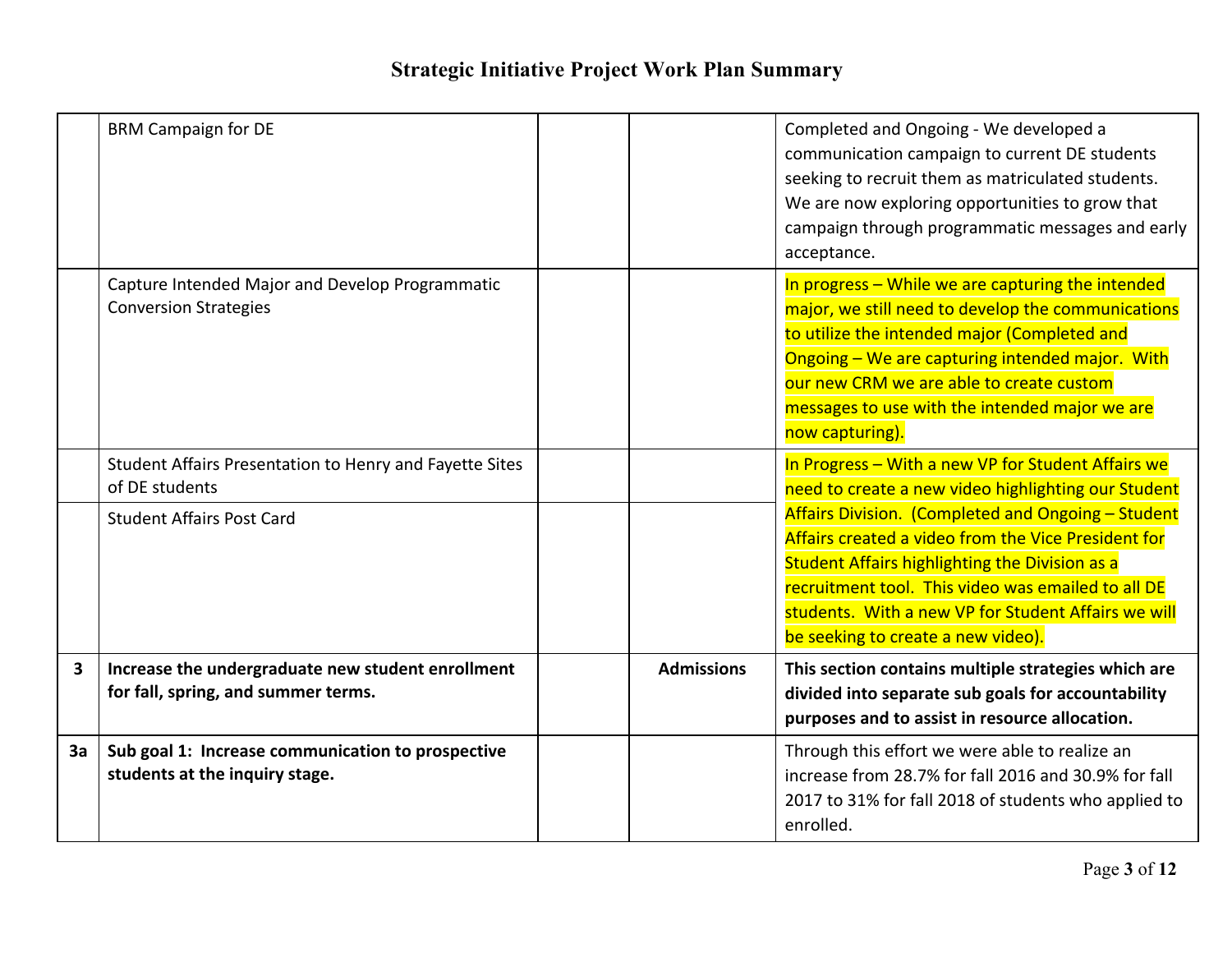## Strategic Initiative Project Work Plan Summary

| | | | | |
|---|---|---|---|---|
| | BRM Campaign for DE | | | Completed and Ongoing - We developed a communication campaign to current DE students seeking to recruit them as matriculated students. We are now exploring opportunities to grow that campaign through programmatic messages and early acceptance. |
| | Capture Intended Major and Develop Programmatic Conversion Strategies | | | In progress – While we are capturing the intended major, we still need to develop the communications to utilize the intended major (Completed and Ongoing – We are capturing intended major. With our new CRM we are able to create custom messages to use with the intended major we are now capturing). |
| | Student Affairs Presentation to Henry and Fayette Sites of DE students | | | In Progress – With a new VP for Student Affairs we need to create a new video highlighting our Student Affairs Division. (Completed and Ongoing – Student Affairs created a video from the Vice President for Student Affairs highlighting the Division as a recruitment tool. This video was emailed to all DE students. With a new VP for Student Affairs we will be seeking to create a new video). |
| | Student Affairs Post Card | | | |
| **3** | **Increase the undergraduate new student enrollment for fall, spring, and summer terms.** | | **Admissions** | **This section contains multiple strategies which are divided into separate sub goals for accountability purposes and to assist in resource allocation.** |
| **3a** | **Sub goal 1: Increase communication to prospective students at the inquiry stage.** | | | Through this effort we were able to realize an increase from 28.7% for fall 2016 and 30.9% for fall 2017 to 31% for fall 2018 of students who applied to enrolled. |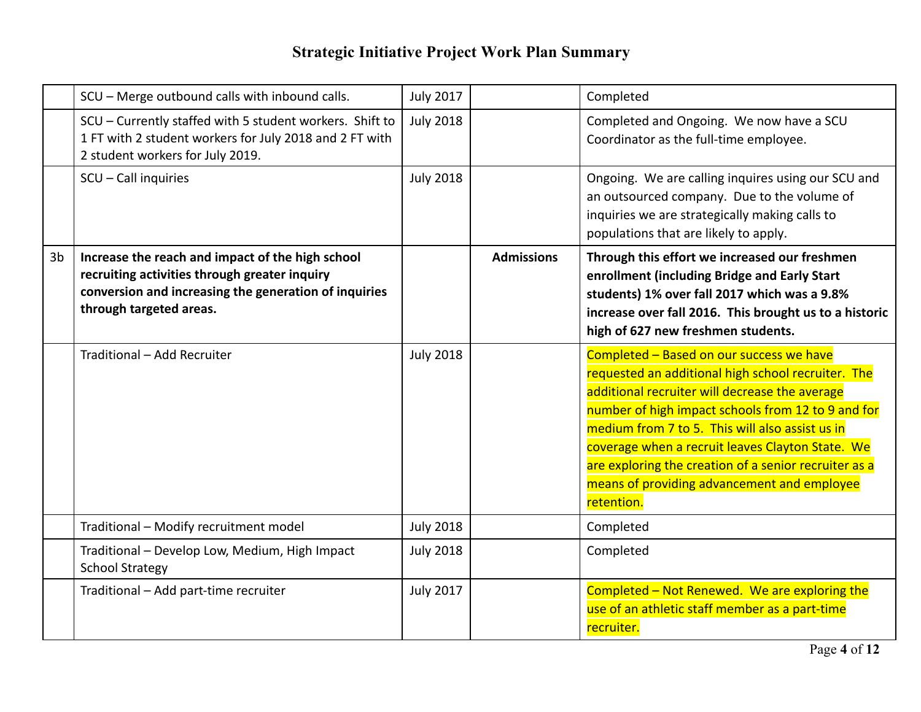# Strategic Initiative Project Work Plan Summary

| | | | | |
|---|---|---|---|---|
| | SCU – Merge outbound calls with inbound calls. | July 2017 | | Completed |
| | SCU – Currently staffed with 5 student workers. Shift to 1 FT with 2 student workers for July 2018 and 2 FT with 2 student workers for July 2019. | July 2018 | | Completed and Ongoing. We now have a SCU Coordinator as the full-time employee. |
| | SCU – Call inquiries | July 2018 | | Ongoing. We are calling inquires using our SCU and an outsourced company. Due to the volume of inquiries we are strategically making calls to populations that are likely to apply. |
| 3b | **Increase the reach and impact of the high school recruiting activities through greater inquiry conversion and increasing the generation of inquiries through targeted areas.** | | **Admissions** | **Through this effort we increased our freshmen enrollment (including Bridge and Early Start students) 1% over fall 2017 which was a 9.8% increase over fall 2016. This brought us to a historic high of 627 new freshmen students.** |
| | Traditional – Add Recruiter | July 2018 | | Completed – Based on our success we have requested an additional high school recruiter. The additional recruiter will decrease the average number of high impact schools from 12 to 9 and for medium from 7 to 5. This will also assist us in coverage when a recruit leaves Clayton State. We are exploring the creation of a senior recruiter as a means of providing advancement and employee retention. |
| | Traditional – Modify recruitment model | July 2018 | | Completed |
| | Traditional – Develop Low, Medium, High Impact School Strategy | July 2018 | | Completed |
| | Traditional – Add part-time recruiter | July 2017 | | Completed – Not Renewed. We are exploring the use of an athletic staff member as a part-time recruiter. |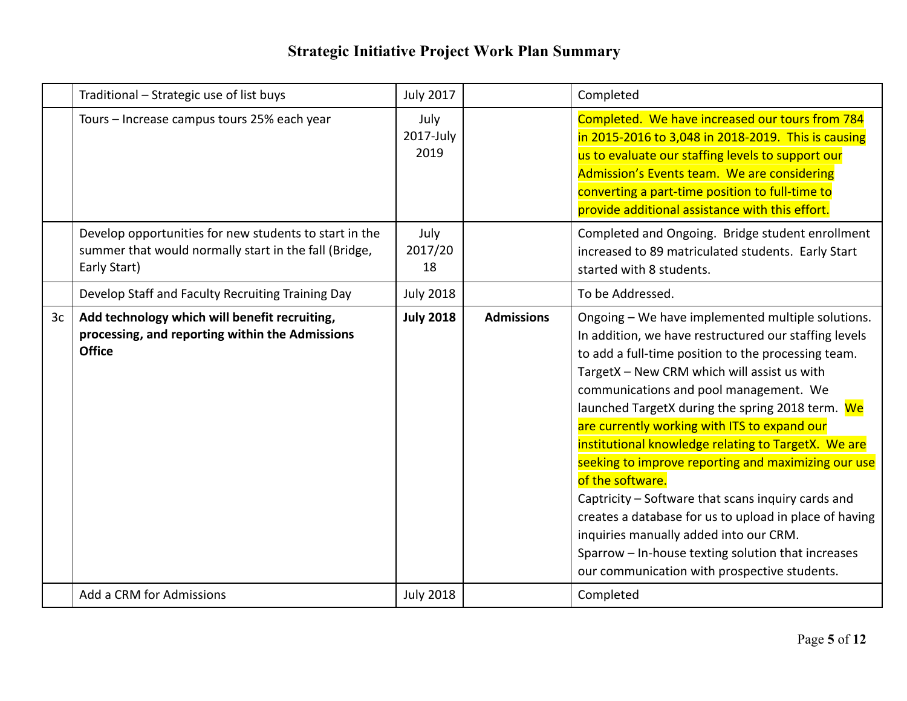# Strategic Initiative Project Work Plan Summary

| | | | | |
|---|---|---|---|---|
| | Traditional – Strategic use of list buys | July 2017 | | Completed |
| | Tours – Increase campus tours 25% each year | July 2017-July 2019 | | Completed. We have increased our tours from 784 in 2015-2016 to 3,048 in 2018-2019. This is causing us to evaluate our staffing levels to support our Admission's Events team. We are considering converting a part-time position to full-time to provide additional assistance with this effort. |
| | Develop opportunities for new students to start in the summer that would normally start in the fall (Bridge, Early Start) | July 2017/2018 | | Completed and Ongoing. Bridge student enrollment increased to 89 matriculated students. Early Start started with 8 students. |
| | Develop Staff and Faculty Recruiting Training Day | July 2018 | | To be Addressed. |
| 3c | **Add technology which will benefit recruiting, processing, and reporting within the Admissions Office** | **July 2018** | **Admissions** | Ongoing – We have implemented multiple solutions. In addition, we have restructured our staffing levels to add a full-time position to the processing team. TargetX – New CRM which will assist us with communications and pool management. We launched TargetX during the spring 2018 term. We are currently working with ITS to expand our institutional knowledge relating to TargetX. We are seeking to improve reporting and maximizing our use of the software. Captricity – Software that scans inquiry cards and creates a database for us to upload in place of having inquiries manually added into our CRM. Sparrow – In-house texting solution that increases our communication with prospective students. |
| | Add a CRM for Admissions | July 2018 | | Completed |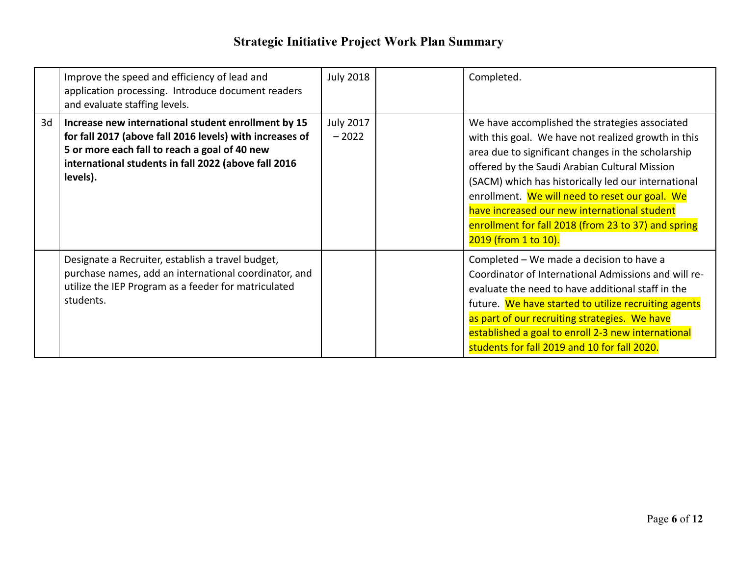# Strategic Initiative Project Work Plan Summary

| | | | | |
|---|---|---|---|---|
| | Improve the speed and efficiency of lead and application processing. Introduce document readers and evaluate staffing levels. | July 2018 | | Completed. |
| 3d | **Increase new international student enrollment by 15 for fall 2017 (above fall 2016 levels) with increases of 5 or more each fall to reach a goal of 40 new international students in fall 2022 (above fall 2016 levels).** | July 2017 – 2022 | | We have accomplished the strategies associated with this goal. We have not realized growth in this area due to significant changes in the scholarship offered by the Saudi Arabian Cultural Mission (SACM) which has historically led our international enrollment. We will need to reset our goal. We have increased our new international student enrollment for fall 2018 (from 23 to 37) and spring 2019 (from 1 to 10). |
| | Designate a Recruiter, establish a travel budget, purchase names, add an international coordinator, and utilize the IEP Program as a feeder for matriculated students. | | | Completed – We made a decision to have a Coordinator of International Admissions and will re-evaluate the need to have additional staff in the future. We have started to utilize recruiting agents as part of our recruiting strategies. We have established a goal to enroll 2-3 new international students for fall 2019 and 10 for fall 2020. |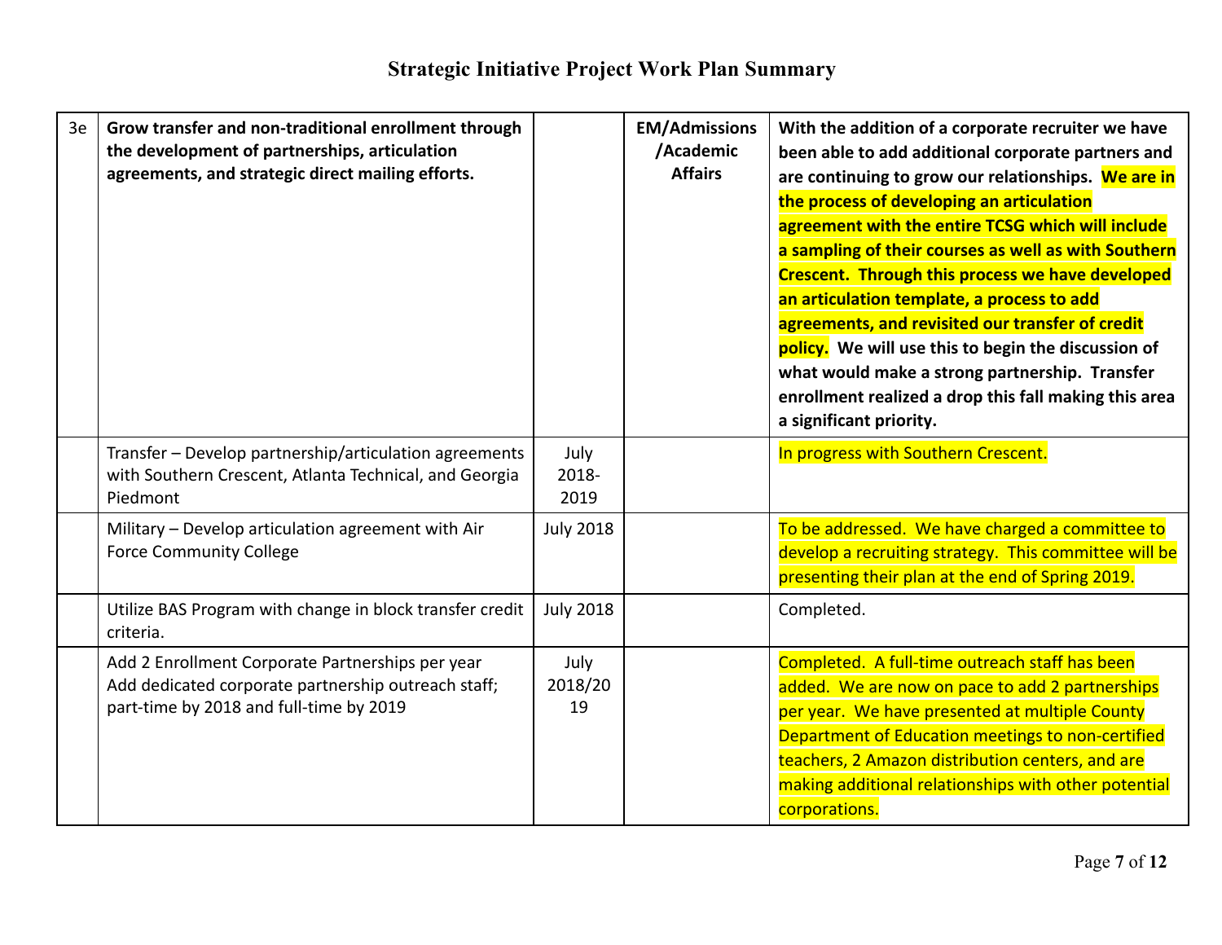# Strategic Initiative Project Work Plan Summary

| | | | | |
|---|---|---|---|---|
| 3e | **Grow transfer and non-traditional enrollment through the development of partnerships, articulation agreements, and strategic direct mailing efforts.** | | **EM/Admissions /Academic Affairs** | **With the addition of a corporate recruiter we have been able to add additional corporate partners and are continuing to grow our relationships. We are in the process of developing an articulation agreement with the entire TCSG which will include a sampling of their courses as well as with Southern Crescent. Through this process we have developed an articulation template, a process to add agreements, and revisited our transfer of credit policy. We will use this to begin the discussion of what would make a strong partnership. Transfer enrollment realized a drop this fall making this area a significant priority.** |
| | Transfer – Develop partnership/articulation agreements with Southern Crescent, Atlanta Technical, and Georgia Piedmont | July 2018-2019 | | In progress with Southern Crescent. |
| | Military – Develop articulation agreement with Air Force Community College | July 2018 | | To be addressed. We have charged a committee to develop a recruiting strategy. This committee will be presenting their plan at the end of Spring 2019. |
| | Utilize BAS Program with change in block transfer credit criteria. | July 2018 | | Completed. |
| | Add 2 Enrollment Corporate Partnerships per year<br>Add dedicated corporate partnership outreach staff; part-time by 2018 and full-time by 2019 | July 2018/2019 | | Completed. A full-time outreach staff has been added. We are now on pace to add 2 partnerships per year. We have presented at multiple County Department of Education meetings to non-certified teachers, 2 Amazon distribution centers, and are making additional relationships with other potential corporations. |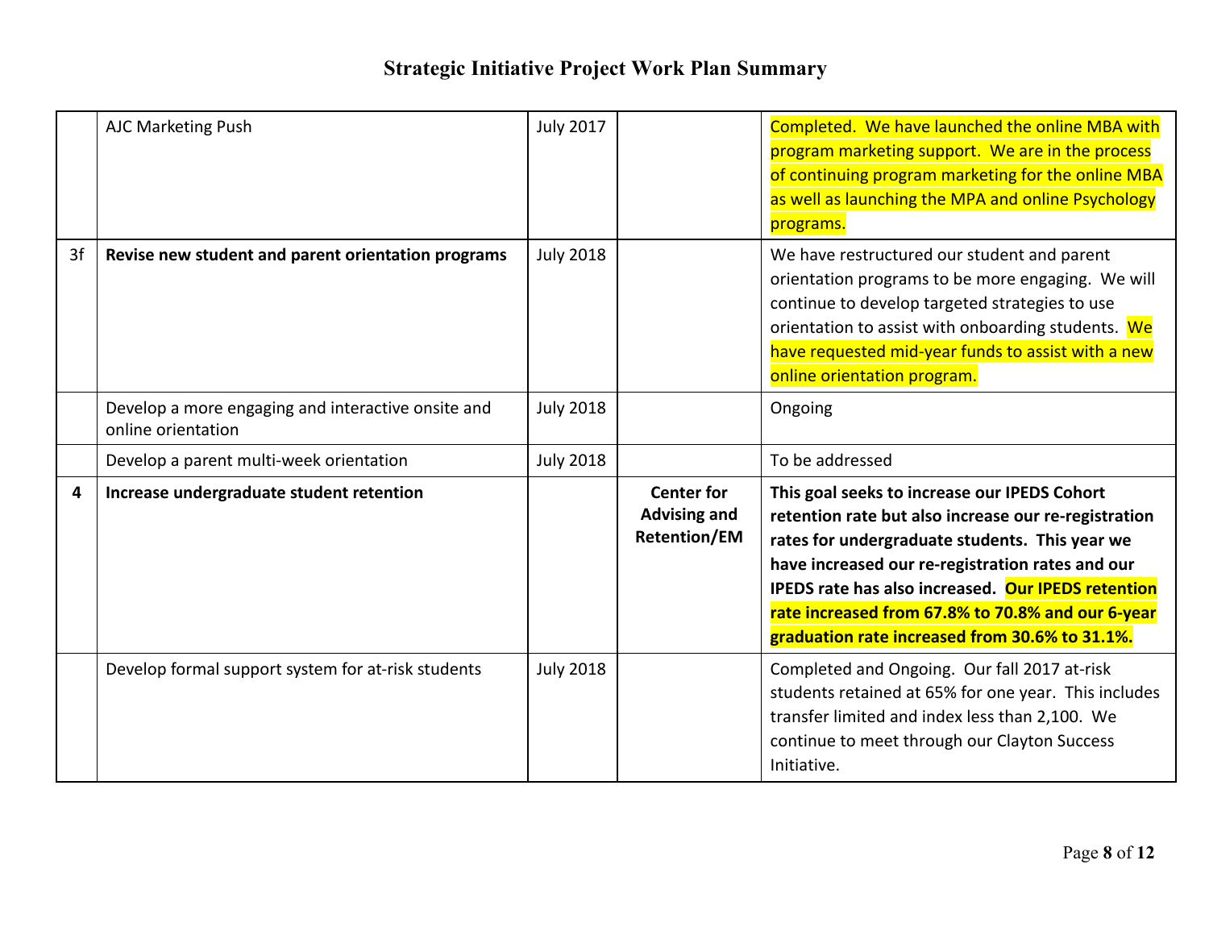# Strategic Initiative Project Work Plan Summary

| | | | | |
|---|---|---|---|---|
| | AJC Marketing Push | July 2017 | | Completed. We have launched the online MBA with program marketing support. We are in the process of continuing program marketing for the online MBA as well as launching the MPA and online Psychology programs. |
| 3f | **Revise new student and parent orientation programs** | July 2018 | | We have restructured our student and parent orientation programs to be more engaging. We will continue to develop targeted strategies to use orientation to assist with onboarding students. We have requested mid-year funds to assist with a new online orientation program. |
| | Develop a more engaging and interactive onsite and online orientation | July 2018 | | Ongoing |
| | Develop a parent multi-week orientation | July 2018 | | To be addressed |
| **4** | **Increase undergraduate student retention** | | **Center for Advising and Retention/EM** | **This goal seeks to increase our IPEDS Cohort retention rate but also increase our re-registration rates for undergraduate students. This year we have increased our re-registration rates and our IPEDS rate has also increased. Our IPEDS retention rate increased from 67.8% to 70.8% and our 6-year graduation rate increased from 30.6% to 31.1%.** |
| | Develop formal support system for at-risk students | July 2018 | | Completed and Ongoing. Our fall 2017 at-risk students retained at 65% for one year. This includes transfer limited and index less than 2,100. We continue to meet through our Clayton Success Initiative. |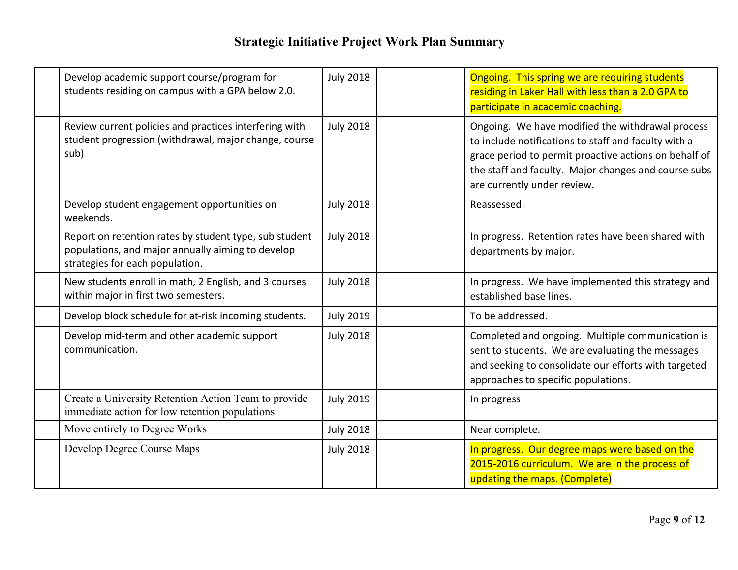# Strategic Initiative Project Work Plan Summary

| | | | | |
|---|---|---|---|---|
| | Develop academic support course/program for students residing on campus with a GPA below 2.0. | July 2018 | | Ongoing. This spring we are requiring students residing in Laker Hall with less than a 2.0 GPA to participate in academic coaching. |
| | Review current policies and practices interfering with student progression (withdrawal, major change, course sub) | July 2018 | | Ongoing. We have modified the withdrawal process to include notifications to staff and faculty with a grace period to permit proactive actions on behalf of the staff and faculty. Major changes and course subs are currently under review. |
| | Develop student engagement opportunities on weekends. | July 2018 | | Reassessed. |
| | Report on retention rates by student type, sub student populations, and major annually aiming to develop strategies for each population. | July 2018 | | In progress. Retention rates have been shared with departments by major. |
| | New students enroll in math, 2 English, and 3 courses within major in first two semesters. | July 2018 | | In progress. We have implemented this strategy and established base lines. |
| | Develop block schedule for at-risk incoming students. | July 2019 | | To be addressed. |
| | Develop mid-term and other academic support communication. | July 2018 | | Completed and ongoing. Multiple communication is sent to students. We are evaluating the messages and seeking to consolidate our efforts with targeted approaches to specific populations. |
| | Create a University Retention Action Team to provide immediate action for low retention populations | July 2019 | | In progress |
| | Move entirely to Degree Works | July 2018 | | Near complete. |
| | Develop Degree Course Maps | July 2018 | | In progress. Our degree maps were based on the 2015-2016 curriculum. We are in the process of updating the maps. (Complete) |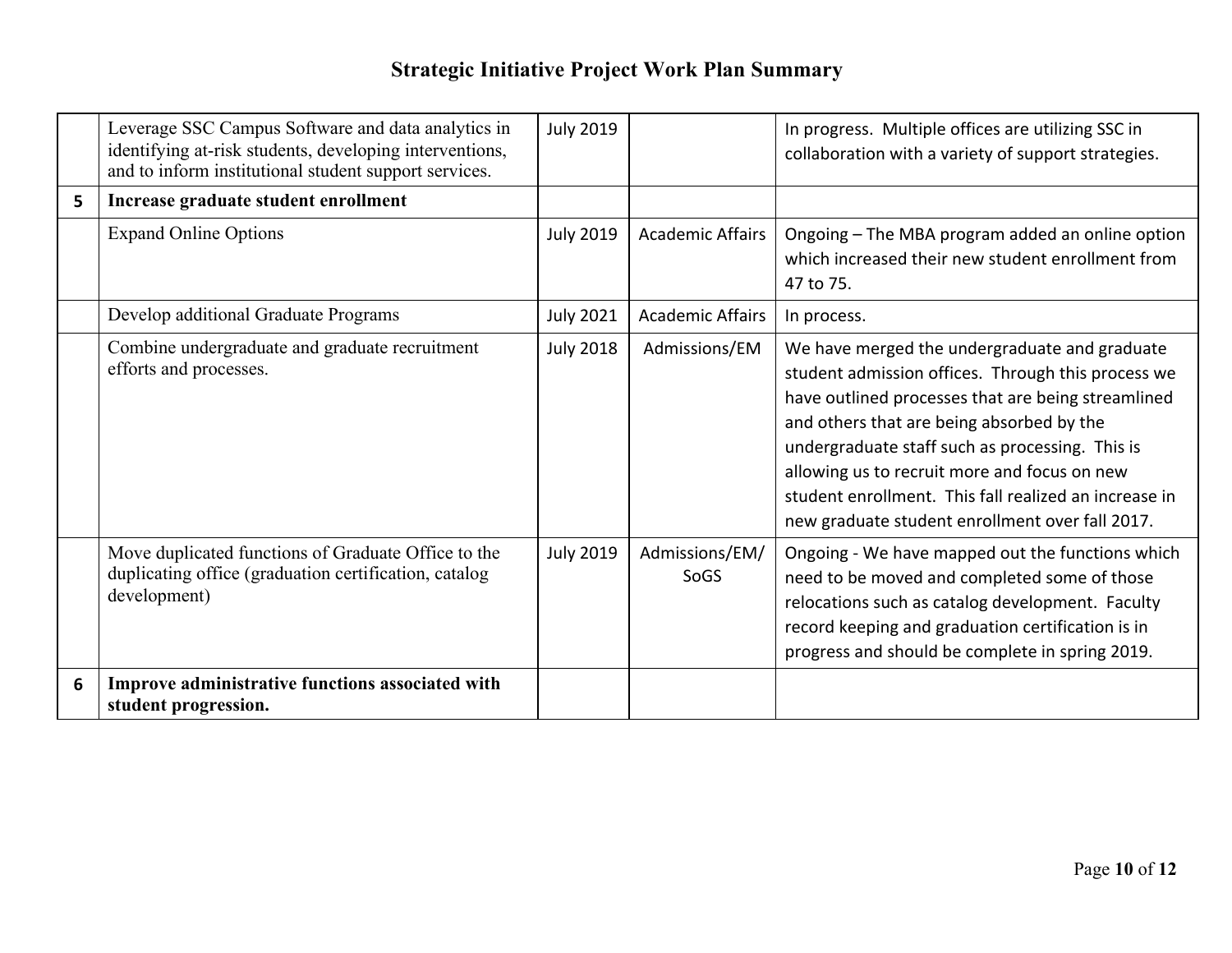# Strategic Initiative Project Work Plan Summary

| | | | | |
|---|---|---|---|---|
| | Leverage SSC Campus Software and data analytics in identifying at-risk students, developing interventions, and to inform institutional student support services. | July 2019 | | In progress. Multiple offices are utilizing SSC in collaboration with a variety of support strategies. |
| **5** | **Increase graduate student enrollment** | | | |
| | Expand Online Options | July 2019 | Academic Affairs | Ongoing – The MBA program added an online option which increased their new student enrollment from 47 to 75. |
| | Develop additional Graduate Programs | July 2021 | Academic Affairs | In process. |
| | Combine undergraduate and graduate recruitment efforts and processes. | July 2018 | Admissions/EM | We have merged the undergraduate and graduate student admission offices. Through this process we have outlined processes that are being streamlined and others that are being absorbed by the undergraduate staff such as processing. This is allowing us to recruit more and focus on new student enrollment. This fall realized an increase in new graduate student enrollment over fall 2017. |
| | Move duplicated functions of Graduate Office to the duplicating office (graduation certification, catalog development) | July 2019 | Admissions/EM/ SoGS | Ongoing - We have mapped out the functions which need to be moved and completed some of those relocations such as catalog development. Faculty record keeping and graduation certification is in progress and should be complete in spring 2019. |
| **6** | **Improve administrative functions associated with student progression.** | | | |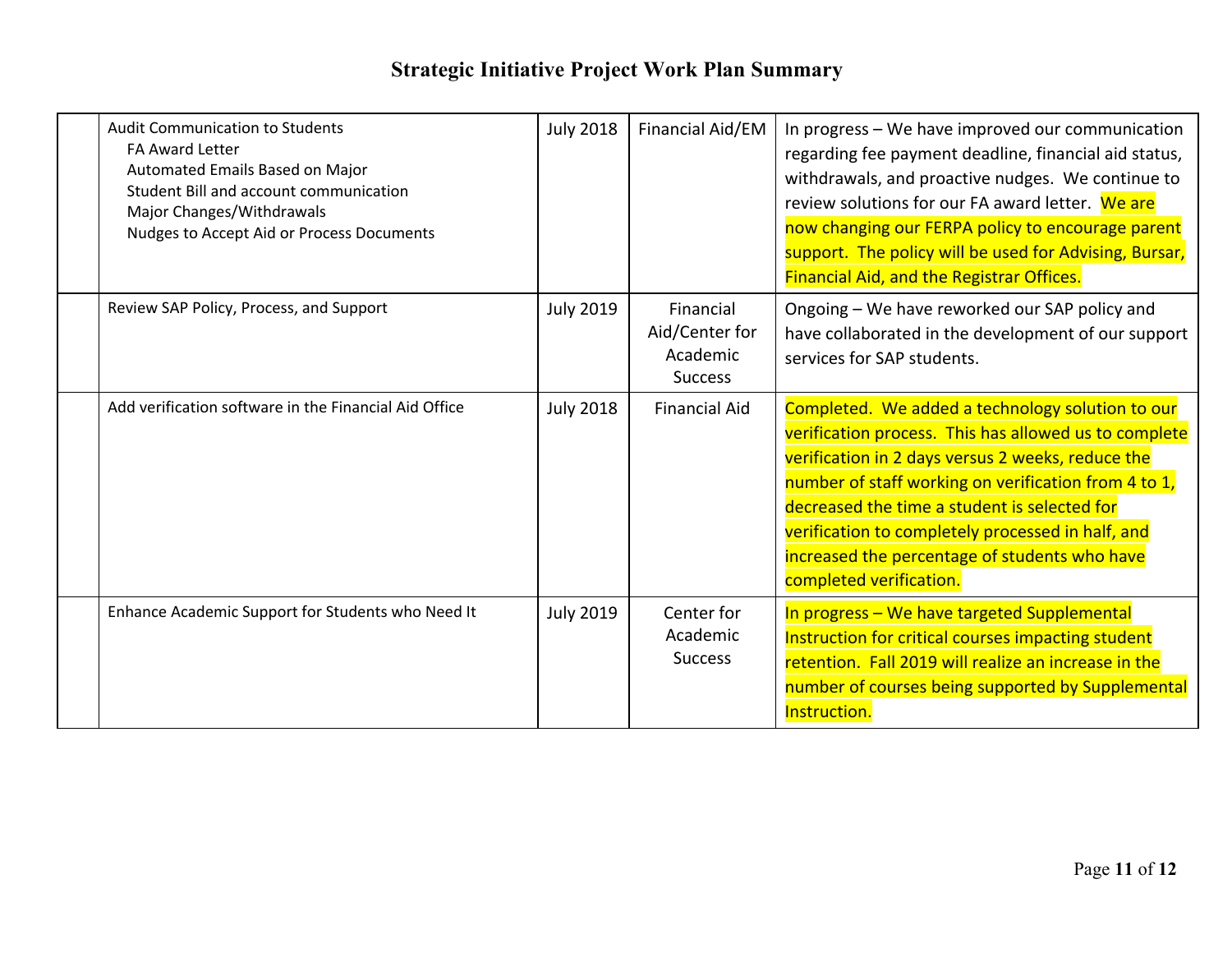# Strategic Initiative Project Work Plan Summary

| | | | | |
|---|---|---|---|---|
| | Audit Communication to Students<br>FA Award Letter<br>Automated Emails Based on Major<br>Student Bill and account communication<br>Major Changes/Withdrawals<br>Nudges to Accept Aid or Process Documents | July 2018 | Financial Aid/EM | In progress – We have improved our communication regarding fee payment deadline, financial aid status, withdrawals, and proactive nudges. We continue to review solutions for our FA award letter. We are now changing our FERPA policy to encourage parent support. The policy will be used for Advising, Bursar, Financial Aid, and the Registrar Offices. |
| | Review SAP Policy, Process, and Support | July 2019 | Financial Aid/Center for Academic Success | Ongoing – We have reworked our SAP policy and have collaborated in the development of our support services for SAP students. |
| | Add verification software in the Financial Aid Office | July 2018 | Financial Aid | Completed. We added a technology solution to our verification process. This has allowed us to complete verification in 2 days versus 2 weeks, reduce the number of staff working on verification from 4 to 1, decreased the time a student is selected for verification to completely processed in half, and increased the percentage of students who have completed verification. |
| | Enhance Academic Support for Students who Need It | July 2019 | Center for Academic Success | In progress – We have targeted Supplemental Instruction for critical courses impacting student retention. Fall 2019 will realize an increase in the number of courses being supported by Supplemental Instruction. |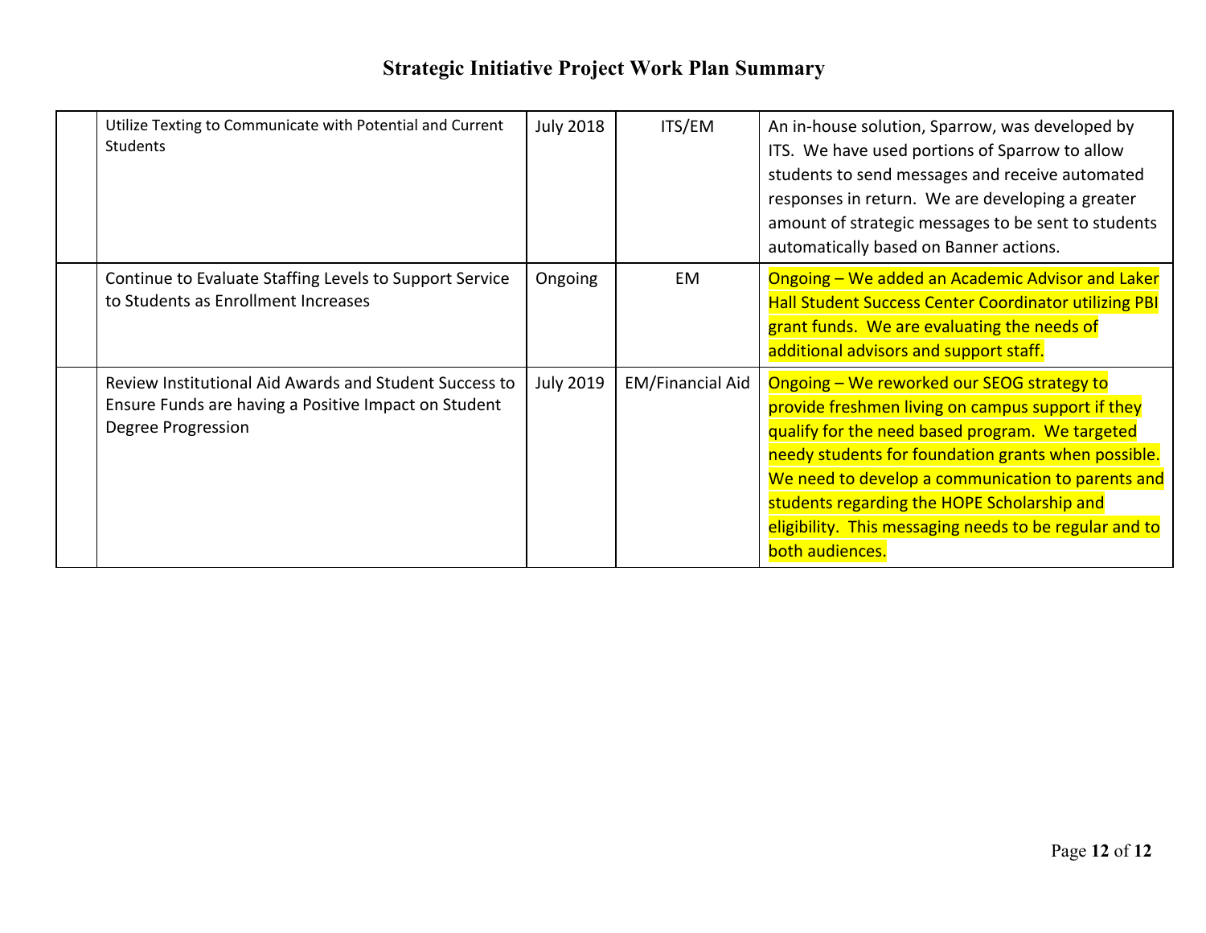# Strategic Initiative Project Work Plan Summary

| | | | | |
|---|---|---|---|---|
| | Utilize Texting to Communicate with Potential and Current Students | July 2018 | ITS/EM | An in-house solution, Sparrow, was developed by ITS. We have used portions of Sparrow to allow students to send messages and receive automated responses in return. We are developing a greater amount of strategic messages to be sent to students automatically based on Banner actions. |
| | Continue to Evaluate Staffing Levels to Support Service to Students as Enrollment Increases | Ongoing | EM | Ongoing – We added an Academic Advisor and Laker Hall Student Success Center Coordinator utilizing PBI grant funds. We are evaluating the needs of additional advisors and support staff. |
| | Review Institutional Aid Awards and Student Success to Ensure Funds are having a Positive Impact on Student Degree Progression | July 2019 | EM/Financial Aid | Ongoing – We reworked our SEOG strategy to provide freshmen living on campus support if they qualify for the need based program. We targeted needy students for foundation grants when possible. We need to develop a communication to parents and students regarding the HOPE Scholarship and eligibility. This messaging needs to be regular and to both audiences. |